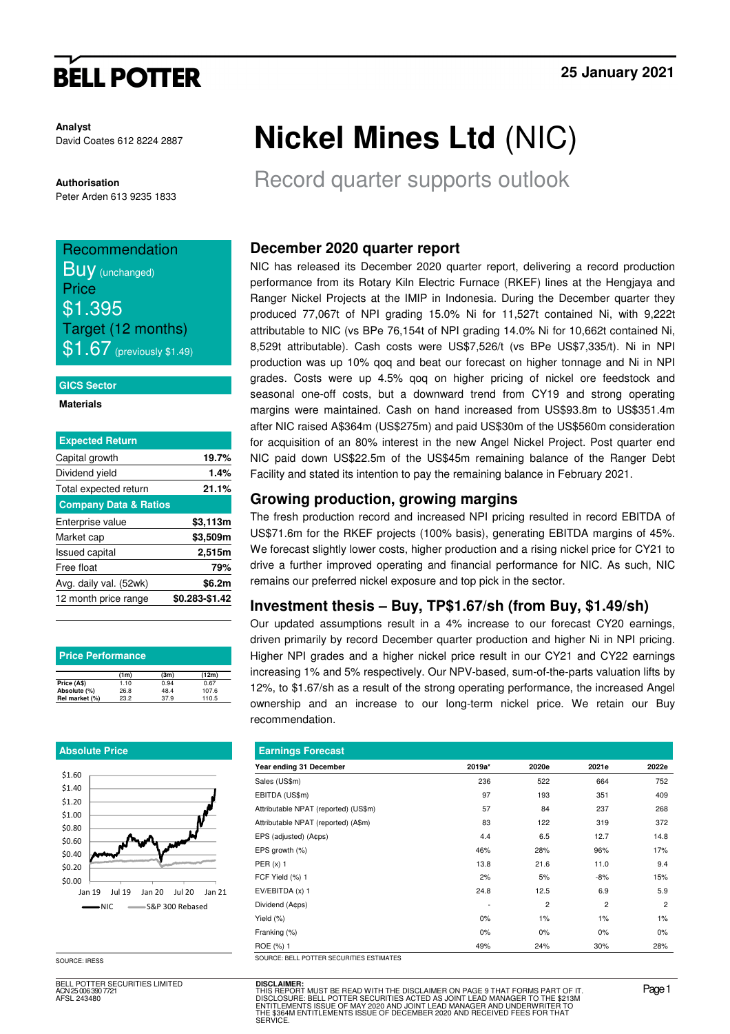**BELL POTTER**

**25 January 2021**

**Analyst**
David Coates 612 8224 2887

**Authorisation**
Peter Arden 613 9235 1833

# Nickel Mines Ltd (NIC)

## Record quarter supports outlook

| Recommendation | |
|---|---|
| Buy (unchanged) | |
| Price | |
| $1.395 | |
| Target (12 months) | |
| $1.67 (previously $1.49) | |

**GICS Sector**

**Materials**

| Expected Return | |
|---|---|
| Capital growth | **19.7%** |
| Dividend yield | **1.4%** |
| Total expected return | **21.1%** |
| **Company Data & Ratios** | |
| Enterprise value | **$3,113m** |
| Market cap | **$3,509m** |
| Issued capital | **2,515m** |
| Free float | **79%** |
| Avg. daily val. (52wk) | **$6.2m** |
| 12 month price range | **$0.283-$1.42** |

**Price Performance**

| | (1m) | (3m) | (12m) |
|---|---|---|---|
| Price (A$) | 1.10 | 0.94 | 0.67 |
| Absolute (%) | 26.8 | 48.4 | 107.6 |
| Rel market (%) | 23.2 | 37.9 | 110.5 |

**Absolute Price**

SOURCE: IRESS

### December 2020 quarter report

NIC has released its December 2020 quarter report, delivering a record production performance from its Rotary Kiln Electric Furnace (RKEF) lines at the Hengjaya and Ranger Nickel Projects at the IMIP in Indonesia. During the December quarter they produced 77,067t of NPI grading 15.0% Ni for 11,527t contained Ni, with 9,222t attributable to NIC (vs BPe 76,154t of NPI grading 14.0% Ni for 10,662t contained Ni, 8,529t attributable). Cash costs were US$7,526/t (vs BPe US$7,335/t). Ni in NPI production was up 10% qoq and beat our forecast on higher tonnage and Ni in NPI grades. Costs were up 4.5% qoq on higher pricing of nickel ore feedstock and seasonal one-off costs, but a downward trend from CY19 and strong operating margins were maintained. Cash on hand increased from US$93.8m to US$351.4m after NIC raised A$364m (US$275m) and paid US$30m of the US$560m consideration for acquisition of an 80% interest in the new Angel Nickel Project. Post quarter end NIC paid down US$22.5m of the US$45m remaining balance of the Ranger Debt Facility and stated its intention to pay the remaining balance in February 2021.

### Growing production, growing margins

The fresh production record and increased NPI pricing resulted in record EBITDA of US$71.6m for the RKEF projects (100% basis), generating EBITDA margins of 45%. We forecast slightly lower costs, higher production and a rising nickel price for CY21 to drive a further improved operating and financial performance for NIC. As such, NIC remains our preferred nickel exposure and top pick in the sector.

### Investment thesis – Buy, TP$1.67/sh (from Buy, $1.49/sh)

Our updated assumptions result in a 4% increase to our forecast CY20 earnings, driven primarily by record December quarter production and higher Ni in NPI pricing. Higher NPI grades and a higher nickel price result in our CY21 and CY22 earnings increasing 1% and 5% respectively. Our NPV-based, sum-of-the-parts valuation lifts by 12%, to $1.67/sh as a result of the strong operating performance, the increased Angel ownership and an increase to our long-term nickel price. We retain our Buy recommendation.

**Earnings Forecast**

| Year ending 31 December | 2019a* | 2020e | 2021e | 2022e |
|---|---|---|---|---|
| Sales (US$m) | 236 | 522 | 664 | 752 |
| EBITDA (US$m) | 97 | 193 | 351 | 409 |
| Attributable NPAT (reported) (US$m) | 57 | 84 | 237 | 268 |
| Attributable NPAT (reported) (A$m) | 83 | 122 | 319 | 372 |
| EPS (adjusted) (A¢ps) | 4.4 | 6.5 | 12.7 | 14.8 |
| EPS growth (%) | 46% | 28% | 96% | 17% |
| PER (x) 1 | 13.8 | 21.6 | 11.0 | 9.4 |
| FCF Yield (%) 1 | 2% | 5% | -8% | 15% |
| EV/EBITDA (x) 1 | 24.8 | 12.5 | 6.9 | 5.9 |
| Dividend (A¢ps) | - | 2 | 2 | 2 |
| Yield (%) | 0% | 1% | 1% | 1% |
| Franking (%) | 0% | 0% | 0% | 0% |
| ROE (%) 1 | 49% | 24% | 30% | 28% |

SOURCE: BELL POTTER SECURITIES ESTIMATES

BELL POTTER SECURITIES LIMITED
ACN 25 006 390 7721
AFSL 243480

**DISCLAIMER:**
THIS REPORT MUST BE READ WITH THE DISCLAIMER ON PAGE 9 THAT FORMS PART OF IT.
DISCLOSURE: BELL POTTER SECURITIES ACTED AS JOINT LEAD MANAGER TO THE $213M ENTITLEMENTS ISSUE OF MAY 2020 AND JOINT LEAD MANAGER AND UNDERWRITER TO THE $364M ENTITLEMENTS ISSUE OF DECEMBER 2020 AND RECEIVED FEES FOR THAT SERVICE.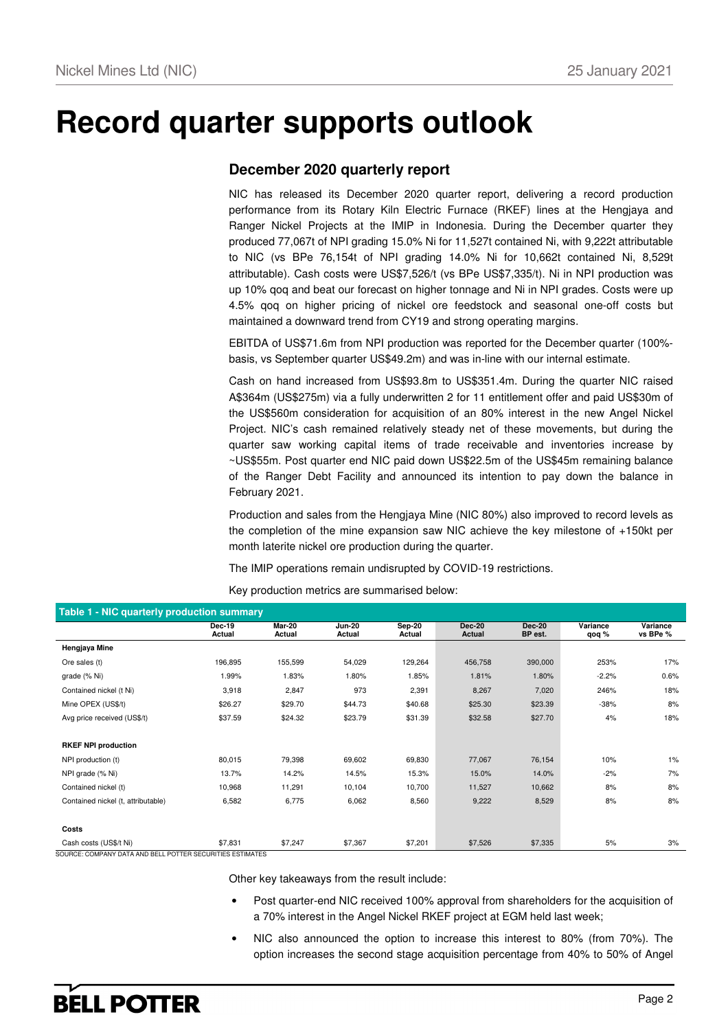# Record quarter supports outlook

## December 2020 quarterly report

NIC has released its December 2020 quarter report, delivering a record production performance from its Rotary Kiln Electric Furnace (RKEF) lines at the Hengjaya and Ranger Nickel Projects at the IMIP in Indonesia. During the December quarter they produced 77,067t of NPI grading 15.0% Ni for 11,527t contained Ni, with 9,222t attributable to NIC (vs BPe 76,154t of NPI grading 14.0% Ni for 10,662t contained Ni, 8,529t attributable). Cash costs were US$7,526/t (vs BPe US$7,335/t). Ni in NPI production was up 10% qoq and beat our forecast on higher tonnage and Ni in NPI grades. Costs were up 4.5% qoq on higher pricing of nickel ore feedstock and seasonal one-off costs but maintained a downward trend from CY19 and strong operating margins.

EBITDA of US$71.6m from NPI production was reported for the December quarter (100%-basis, vs September quarter US$49.2m) and was in-line with our internal estimate.

Cash on hand increased from US$93.8m to US$351.4m. During the quarter NIC raised A$364m (US$275m) via a fully underwritten 2 for 11 entitlement offer and paid US$30m of the US$560m consideration for acquisition of an 80% interest in the new Angel Nickel Project. NIC's cash remained relatively steady net of these movements, but during the quarter saw working capital items of trade receivable and inventories increase by ~US$55m. Post quarter end NIC paid down US$22.5m of the US$45m remaining balance of the Ranger Debt Facility and announced its intention to pay down the balance in February 2021.

Production and sales from the Hengjaya Mine (NIC 80%) also improved to record levels as the completion of the mine expansion saw NIC achieve the key milestone of +150kt per month laterite nickel ore production during the quarter.

The IMIP operations remain undisrupted by COVID-19 restrictions.

Key production metrics are summarised below:

**Table 1 - NIC quarterly production summary**

| | Dec-19 Actual | Mar-20 Actual | Jun-20 Actual | Sep-20 Actual | Dec-20 Actual | Dec-20 BP est. | Variance qoq % | Variance vs BPe % |
|---|---|---|---|---|---|---|---|---|
| **Hengjaya Mine** | | | | | | | | |
| Ore sales (t) | 196,895 | 155,599 | 54,029 | 129,264 | 456,758 | 390,000 | 253% | 17% |
| grade (% Ni) | 1.99% | 1.83% | 1.80% | 1.85% | 1.81% | 1.80% | -2.2% | 0.6% |
| Contained nickel (t Ni) | 3,918 | 2,847 | 973 | 2,391 | 8,267 | 7,020 | 246% | 18% |
| Mine OPEX (US$/t) | $26.27 | $29.70 | $44.73 | $40.68 | $25.30 | $23.39 | -38% | 8% |
| Avg price received (US$/t) | $37.59 | $24.32 | $23.79 | $31.39 | $32.58 | $27.70 | 4% | 18% |
| | | | | | | | | |
| **RKEF NPI production** | | | | | | | | |
| NPI production (t) | 80,015 | 79,398 | 69,602 | 69,830 | 77,067 | 76,154 | 10% | 1% |
| NPI grade (% Ni) | 13.7% | 14.2% | 14.5% | 15.3% | 15.0% | 14.0% | -2% | 7% |
| Contained nickel (t) | 10,968 | 11,291 | 10,104 | 10,700 | 11,527 | 10,662 | 8% | 8% |
| Contained nickel (t, attributable) | 6,582 | 6,775 | 6,062 | 8,560 | 9,222 | 8,529 | 8% | 8% |
| | | | | | | | | |
| **Costs** | | | | | | | | |
| Cash costs (US$/t Ni) | $7,831 | $7,247 | $7,367 | $7,201 | $7,526 | $7,335 | 5% | 3% |

SOURCE: COMPANY DATA AND BELL POTTER SECURITIES ESTIMATES

Other key takeaways from the result include:

- Post quarter-end NIC received 100% approval from shareholders for the acquisition of a 70% interest in the Angel Nickel RKEF project at EGM held last week;
- NIC also announced the option to increase this interest to 80% (from 70%). The option increases the second stage acquisition percentage from 40% to 50% of Angel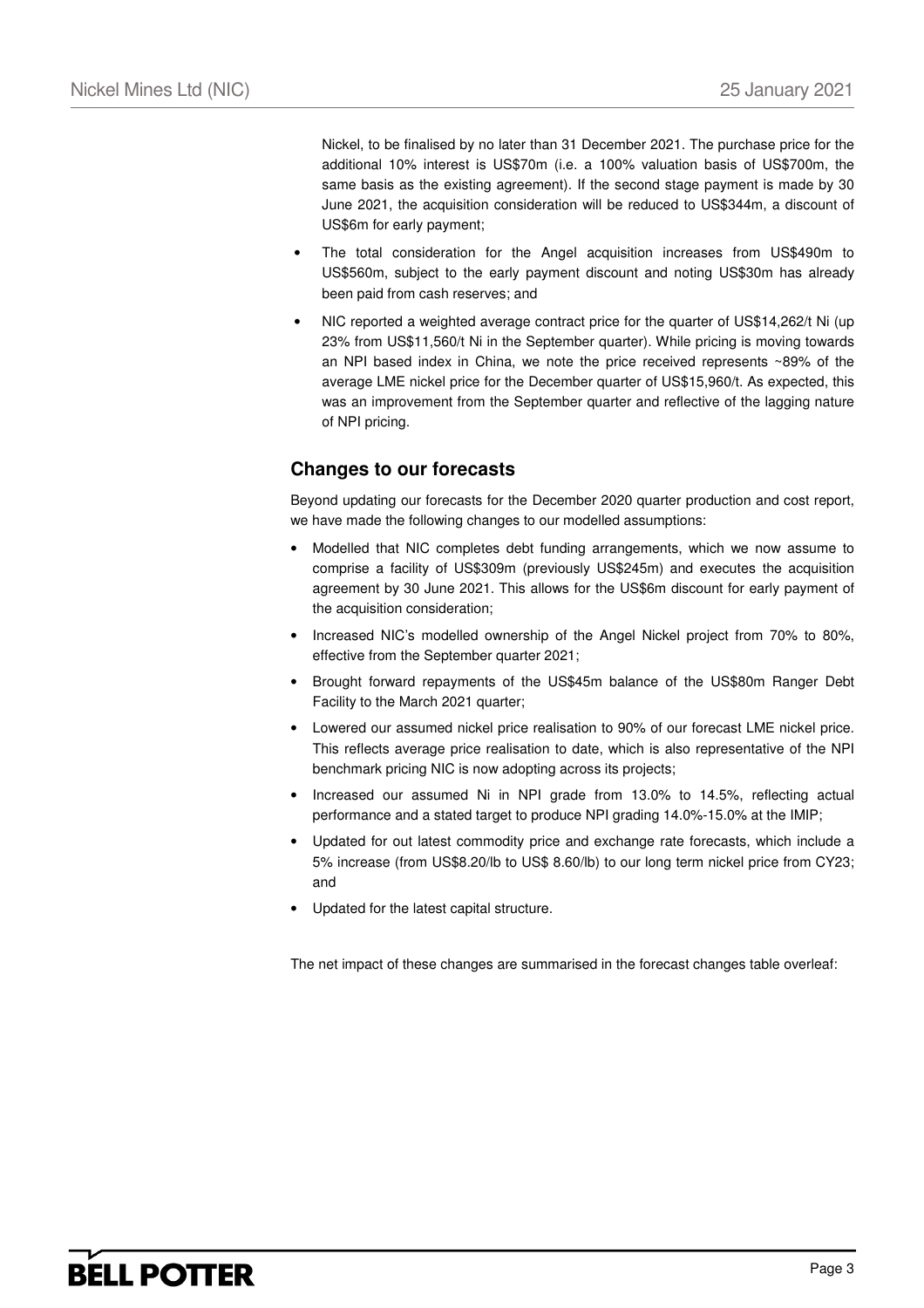Nickel, to be finalised by no later than 31 December 2021. The purchase price for the additional 10% interest is US$70m (i.e. a 100% valuation basis of US$700m, the same basis as the existing agreement). If the second stage payment is made by 30 June 2021, the acquisition consideration will be reduced to US$344m, a discount of US$6m for early payment;

- The total consideration for the Angel acquisition increases from US$490m to US$560m, subject to the early payment discount and noting US$30m has already been paid from cash reserves; and
- NIC reported a weighted average contract price for the quarter of US$14,262/t Ni (up 23% from US$11,560/t Ni in the September quarter). While pricing is moving towards an NPI based index in China, we note the price received represents ~89% of the average LME nickel price for the December quarter of US$15,960/t. As expected, this was an improvement from the September quarter and reflective of the lagging nature of NPI pricing.

## Changes to our forecasts

Beyond updating our forecasts for the December 2020 quarter production and cost report, we have made the following changes to our modelled assumptions:

- Modelled that NIC completes debt funding arrangements, which we now assume to comprise a facility of US$309m (previously US$245m) and executes the acquisition agreement by 30 June 2021. This allows for the US$6m discount for early payment of the acquisition consideration;
- Increased NIC's modelled ownership of the Angel Nickel project from 70% to 80%, effective from the September quarter 2021;
- Brought forward repayments of the US$45m balance of the US$80m Ranger Debt Facility to the March 2021 quarter;
- Lowered our assumed nickel price realisation to 90% of our forecast LME nickel price. This reflects average price realisation to date, which is also representative of the NPI benchmark pricing NIC is now adopting across its projects;
- Increased our assumed Ni in NPI grade from 13.0% to 14.5%, reflecting actual performance and a stated target to produce NPI grading 14.0%-15.0% at the IMIP;
- Updated for out latest commodity price and exchange rate forecasts, which include a 5% increase (from US$8.20/lb to US$ 8.60/lb) to our long term nickel price from CY23; and
- Updated for the latest capital structure.

The net impact of these changes are summarised in the forecast changes table overleaf: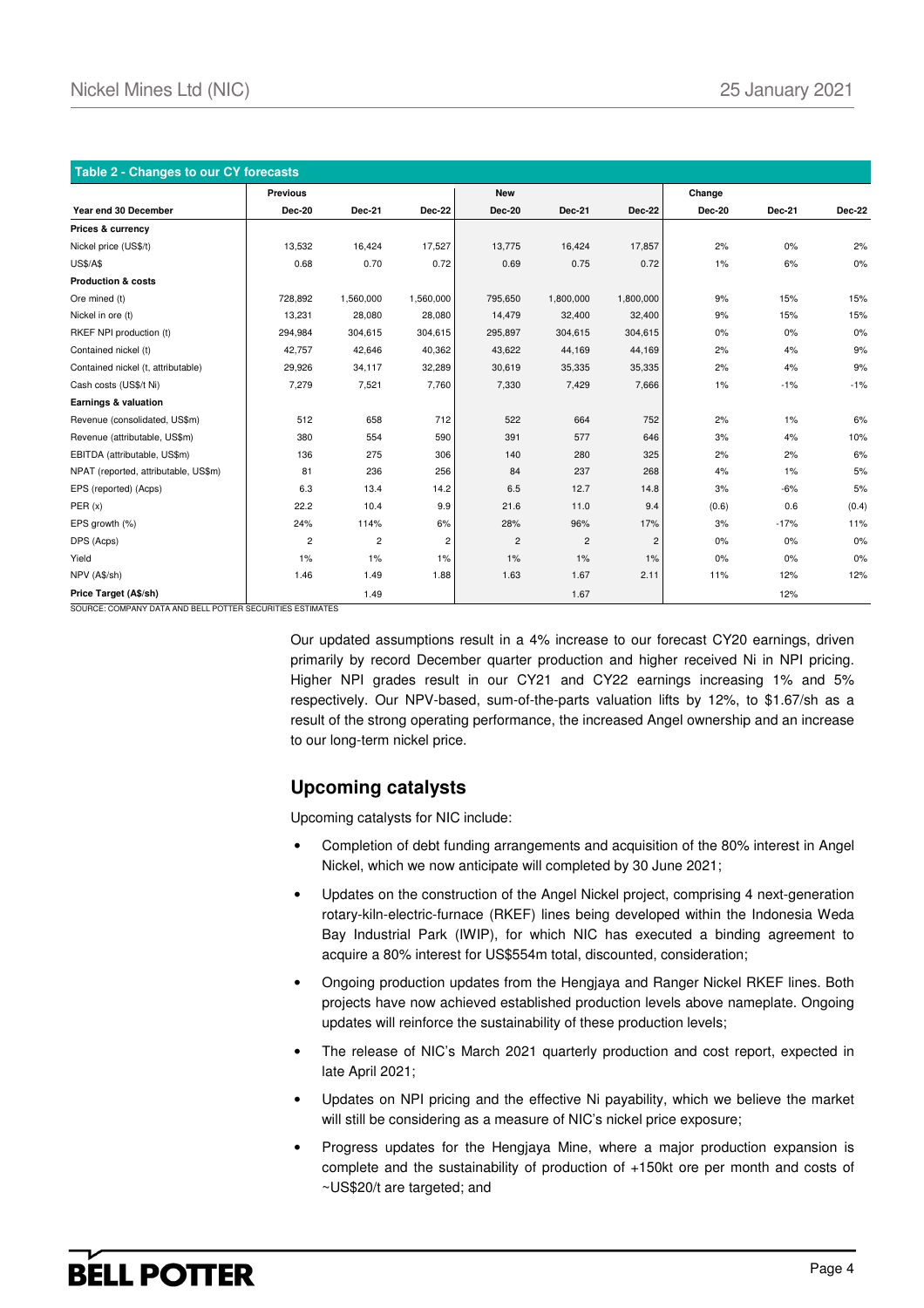**Table 2 - Changes to our CY forecasts**

| | Previous | | | New | | | Change | | |
|---|---|---|---|---|---|---|---|---|---|
| **Year end 30 December** | **Dec-20** | **Dec-21** | **Dec-22** | **Dec-20** | **Dec-21** | **Dec-22** | **Dec-20** | **Dec-21** | **Dec-22** |
| **Prices & currency** | | | | | | | | | |
| Nickel price (US$/t) | 13,532 | 16,424 | 17,527 | 13,775 | 16,424 | 17,857 | 2% | 0% | 2% |
| US$/A$ | 0.68 | 0.70 | 0.72 | 0.69 | 0.75 | 0.72 | 1% | 6% | 0% |
| **Production & costs** | | | | | | | | | |
| Ore mined (t) | 728,892 | 1,560,000 | 1,560,000 | 795,650 | 1,800,000 | 1,800,000 | 9% | 15% | 15% |
| Nickel in ore (t) | 13,231 | 28,080 | 28,080 | 14,479 | 32,400 | 32,400 | 9% | 15% | 15% |
| RKEF NPI production (t) | 294,984 | 304,615 | 304,615 | 295,897 | 304,615 | 304,615 | 0% | 0% | 0% |
| Contained nickel (t) | 42,757 | 42,646 | 40,362 | 43,622 | 44,169 | 44,169 | 2% | 4% | 9% |
| Contained nickel (t, attributable) | 29,926 | 34,117 | 32,289 | 30,619 | 35,335 | 35,335 | 2% | 4% | 9% |
| Cash costs (US$/t Ni) | 7,279 | 7,521 | 7,760 | 7,330 | 7,429 | 7,666 | 1% | -1% | -1% |
| **Earnings & valuation** | | | | | | | | | |
| Revenue (consolidated, US$m) | 512 | 658 | 712 | 522 | 664 | 752 | 2% | 1% | 6% |
| Revenue (attributable, US$m) | 380 | 554 | 590 | 391 | 577 | 646 | 3% | 4% | 10% |
| EBITDA (attributable, US$m) | 136 | 275 | 306 | 140 | 280 | 325 | 2% | 2% | 6% |
| NPAT (reported, attributable, US$m) | 81 | 236 | 256 | 84 | 237 | 268 | 4% | 1% | 5% |
| EPS (reported) (Acps) | 6.3 | 13.4 | 14.2 | 6.5 | 12.7 | 14.8 | 3% | -6% | 5% |
| PER (x) | 22.2 | 10.4 | 9.9 | 21.6 | 11.0 | 9.4 | (0.6) | 0.6 | (0.4) |
| EPS growth (%) | 24% | 114% | 6% | 28% | 96% | 17% | 3% | -17% | 11% |
| DPS (Acps) | 2 | 2 | 2 | 2 | 2 | 2 | 0% | 0% | 0% |
| Yield | 1% | 1% | 1% | 1% | 1% | 1% | 0% | 0% | 0% |
| NPV (A$/sh) | 1.46 | 1.49 | 1.88 | 1.63 | 1.67 | 2.11 | 11% | 12% | 12% |
| **Price Target (A$/sh)** | | 1.49 | | | 1.67 | | | 12% | |

SOURCE: COMPANY DATA AND BELL POTTER SECURITIES ESTIMATES

Our updated assumptions result in a 4% increase to our forecast CY20 earnings, driven primarily by record December quarter production and higher received Ni in NPI pricing. Higher NPI grades result in our CY21 and CY22 earnings increasing 1% and 5% respectively. Our NPV-based, sum-of-the-parts valuation lifts by 12%, to $1.67/sh as a result of the strong operating performance, the increased Angel ownership and an increase to our long-term nickel price.

## Upcoming catalysts

Upcoming catalysts for NIC include:

- Completion of debt funding arrangements and acquisition of the 80% interest in Angel Nickel, which we now anticipate will completed by 30 June 2021;
- Updates on the construction of the Angel Nickel project, comprising 4 next-generation rotary-kiln-electric-furnace (RKEF) lines being developed within the Indonesia Weda Bay Industrial Park (IWIP), for which NIC has executed a binding agreement to acquire a 80% interest for US$554m total, discounted, consideration;
- Ongoing production updates from the Hengjaya and Ranger Nickel RKEF lines. Both projects have now achieved established production levels above nameplate. Ongoing updates will reinforce the sustainability of these production levels;
- The release of NIC's March 2021 quarterly production and cost report, expected in late April 2021;
- Updates on NPI pricing and the effective Ni payability, which we believe the market will still be considering as a measure of NIC's nickel price exposure;
- Progress updates for the Hengjaya Mine, where a major production expansion is complete and the sustainability of production of +150kt ore per month and costs of ~US$20/t are targeted; and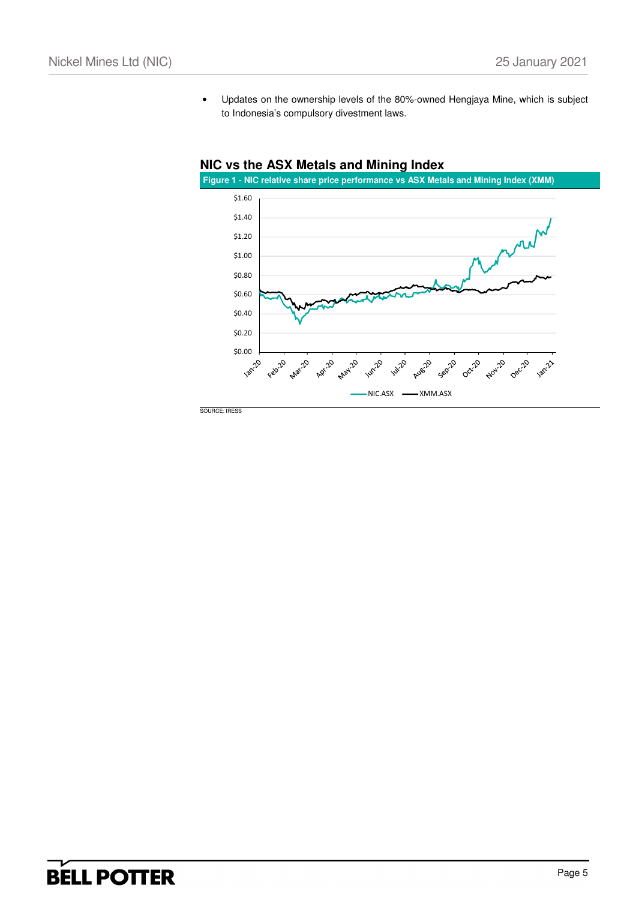- Updates on the ownership levels of the 80%-owned Hengjaya Mine, which is subject to Indonesia's compulsory divestment laws.

## NIC vs the ASX Metals and Mining Index

**Figure 1 - NIC relative share price performance vs ASX Metals and Mining Index (XMM)**

SOURCE: IRESS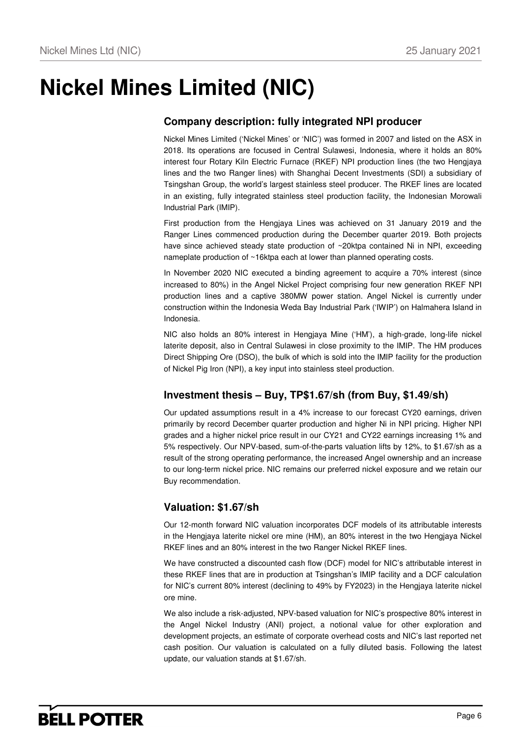# Nickel Mines Limited (NIC)

## Company description: fully integrated NPI producer

Nickel Mines Limited ('Nickel Mines' or 'NIC') was formed in 2007 and listed on the ASX in 2018. Its operations are focused in Central Sulawesi, Indonesia, where it holds an 80% interest four Rotary Kiln Electric Furnace (RKEF) NPI production lines (the two Hengjaya lines and the two Ranger lines) with Shanghai Decent Investments (SDI) a subsidiary of Tsingshan Group, the world's largest stainless steel producer. The RKEF lines are located in an existing, fully integrated stainless steel production facility, the Indonesian Morowali Industrial Park (IMIP).

First production from the Hengjaya Lines was achieved on 31 January 2019 and the Ranger Lines commenced production during the December quarter 2019. Both projects have since achieved steady state production of ~20ktpa contained Ni in NPI, exceeding nameplate production of ~16ktpa each at lower than planned operating costs.

In November 2020 NIC executed a binding agreement to acquire a 70% interest (since increased to 80%) in the Angel Nickel Project comprising four new generation RKEF NPI production lines and a captive 380MW power station. Angel Nickel is currently under construction within the Indonesia Weda Bay Industrial Park ('IWIP') on Halmahera Island in Indonesia.

NIC also holds an 80% interest in Hengjaya Mine ('HM'), a high-grade, long-life nickel laterite deposit, also in Central Sulawesi in close proximity to the IMIP. The HM produces Direct Shipping Ore (DSO), the bulk of which is sold into the IMIP facility for the production of Nickel Pig Iron (NPI), a key input into stainless steel production.

## Investment thesis – Buy, TP$1.67/sh (from Buy, $1.49/sh)

Our updated assumptions result in a 4% increase to our forecast CY20 earnings, driven primarily by record December quarter production and higher Ni in NPI pricing. Higher NPI grades and a higher nickel price result in our CY21 and CY22 earnings increasing 1% and 5% respectively. Our NPV-based, sum-of-the-parts valuation lifts by 12%, to $1.67/sh as a result of the strong operating performance, the increased Angel ownership and an increase to our long-term nickel price. NIC remains our preferred nickel exposure and we retain our Buy recommendation.

## Valuation: $1.67/sh

Our 12-month forward NIC valuation incorporates DCF models of its attributable interests in the Hengjaya laterite nickel ore mine (HM), an 80% interest in the two Hengjaya Nickel RKEF lines and an 80% interest in the two Ranger Nickel RKEF lines.

We have constructed a discounted cash flow (DCF) model for NIC's attributable interest in these RKEF lines that are in production at Tsingshan's IMIP facility and a DCF calculation for NIC's current 80% interest (declining to 49% by FY2023) in the Hengjaya laterite nickel ore mine.

We also include a risk-adjusted, NPV-based valuation for NIC's prospective 80% interest in the Angel Nickel Industry (ANI) project, a notional value for other exploration and development projects, an estimate of corporate overhead costs and NIC's last reported net cash position. Our valuation is calculated on a fully diluted basis. Following the latest update, our valuation stands at $1.67/sh.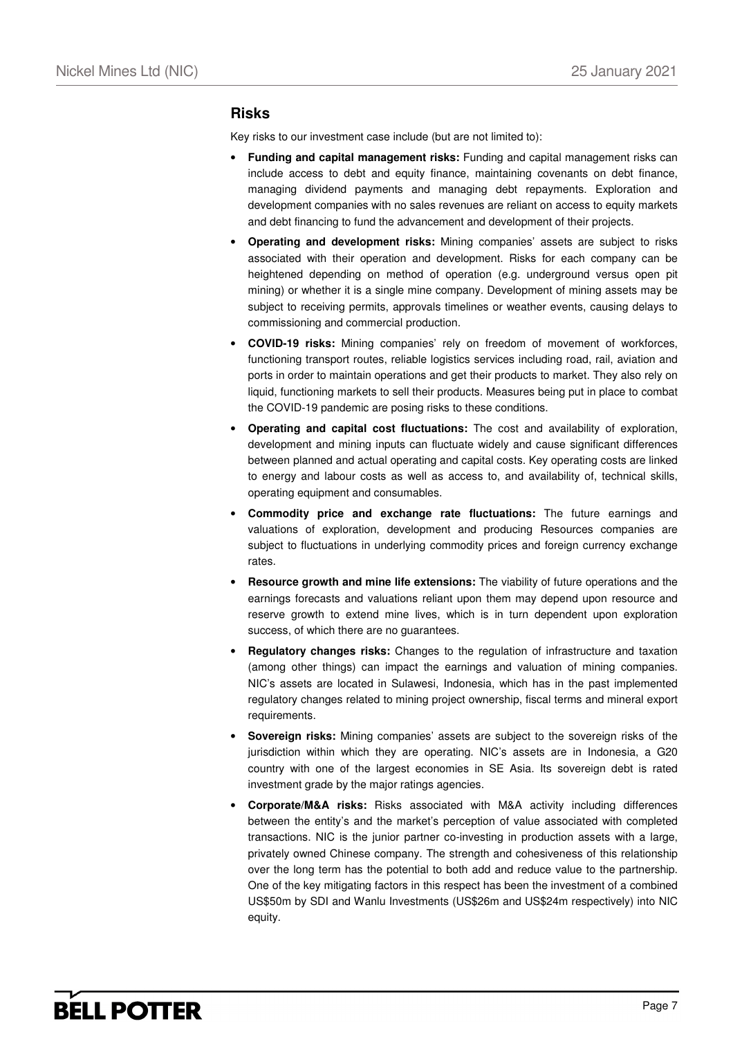## Risks

Key risks to our investment case include (but are not limited to):

- **Funding and capital management risks:** Funding and capital management risks can include access to debt and equity finance, maintaining covenants on debt finance, managing dividend payments and managing debt repayments. Exploration and development companies with no sales revenues are reliant on access to equity markets and debt financing to fund the advancement and development of their projects.
- **Operating and development risks:** Mining companies' assets are subject to risks associated with their operation and development. Risks for each company can be heightened depending on method of operation (e.g. underground versus open pit mining) or whether it is a single mine company. Development of mining assets may be subject to receiving permits, approvals timelines or weather events, causing delays to commissioning and commercial production.
- **COVID-19 risks:** Mining companies' rely on freedom of movement of workforces, functioning transport routes, reliable logistics services including road, rail, aviation and ports in order to maintain operations and get their products to market. They also rely on liquid, functioning markets to sell their products. Measures being put in place to combat the COVID-19 pandemic are posing risks to these conditions.
- **Operating and capital cost fluctuations:** The cost and availability of exploration, development and mining inputs can fluctuate widely and cause significant differences between planned and actual operating and capital costs. Key operating costs are linked to energy and labour costs as well as access to, and availability of, technical skills, operating equipment and consumables.
- **Commodity price and exchange rate fluctuations:** The future earnings and valuations of exploration, development and producing Resources companies are subject to fluctuations in underlying commodity prices and foreign currency exchange rates.
- **Resource growth and mine life extensions:** The viability of future operations and the earnings forecasts and valuations reliant upon them may depend upon resource and reserve growth to extend mine lives, which is in turn dependent upon exploration success, of which there are no guarantees.
- **Regulatory changes risks:** Changes to the regulation of infrastructure and taxation (among other things) can impact the earnings and valuation of mining companies. NIC's assets are located in Sulawesi, Indonesia, which has in the past implemented regulatory changes related to mining project ownership, fiscal terms and mineral export requirements.
- **Sovereign risks:** Mining companies' assets are subject to the sovereign risks of the jurisdiction within which they are operating. NIC's assets are in Indonesia, a G20 country with one of the largest economies in SE Asia. Its sovereign debt is rated investment grade by the major ratings agencies.
- **Corporate/M&A risks:** Risks associated with M&A activity including differences between the entity's and the market's perception of value associated with completed transactions. NIC is the junior partner co-investing in production assets with a large, privately owned Chinese company. The strength and cohesiveness of this relationship over the long term has the potential to both add and reduce value to the partnership. One of the key mitigating factors in this respect has been the investment of a combined US$50m by SDI and Wanlu Investments (US$26m and US$24m respectively) into NIC equity.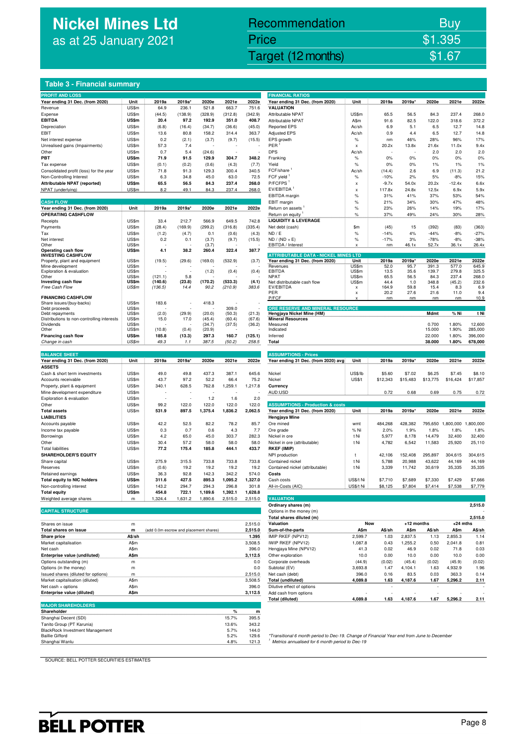# Nickel Mines Ltd
as at 25 January 2021

| Recommendation | Buy |
|---|---|
| Price | $1.395 |
| Target (12 months) | $1.67 |

## Table 3 - Financial summary

### PROFIT AND LOSS

| Year ending 31 Dec. (from 2020) | Unit | 2019a | 2019a* | 2020e | 2021e | 2022e |
|---|---|---|---|---|---|---|
| Revenue | US$m | 64.9 | 236.1 | 521.8 | 663.7 | 751.6 |
| Expense | US$m | (44.5) | (138.9) | (328.9) | (312.8) | (342.9) |
| **EBITDA** | **US$m** | **20.4** | **97.2** | **192.9** | **351.0** | **408.7** |
| Depreciation | US$m | (6.8) | (16.4) | (34.7) | (36.6) | (45.0) |
| EBIT | US$m | 13.6 | 80.8 | 158.2 | 314.4 | 363.7 |
| Net interest expense | US$m | 0.2 | (2.1) | (3.7) | (9.7) | (15.5) |
| Unrealised gains (Impairments) | US$m | 57.3 | 7.4 | - | - | - |
| Other | US$m | 0.7 | 5.4 | (24.6) | - | - |
| **PBT** | **US$m** | **71.9** | **91.5** | **129.9** | **304.7** | **348.2** |
| Tax expense | US$m | (0.1) | (0.2) | (0.6) | (4.3) | (7.7) |
| Consolidated profit (loss) for the year | US$m | 71.8 | 91.3 | 129.3 | 300.4 | 340.5 |
| Non-Controlling Interest | US$m | 6.3 | 34.8 | 45.0 | 63.0 | 72.5 |
| **Attributable NPAT (reported)** | **US$m** | **65.5** | **56.5** | **84.3** | **237.4** | **268.0** |
| NPAT (underlying) | US$m | 8.2 | 49.1 | 84.3 | 237.4 | 268.0 |

### CASH FLOW

| Year ending 31 Dec. (from 2020) | Unit | 2019a | 2019a* | 2020e | 2021e | 2022e |
|---|---|---|---|---|---|---|
| **OPERATING CASHFLOW** | | | | | | |
| Receipts | US$m | 33.4 | 212.7 | 566.9 | 649.5 | 742.8 |
| Payments | US$m | (28.4) | (169.9) | (299.2) | (316.8) | (335.4) |
| Tax | US$m | (1.2) | (4.7) | 0.1 | (0.6) | (4.3) |
| Net interest | US$m | 0.2 | 0.1 | (3.7) | (9.7) | (15.5) |
| Other | US$m | - | - | (3.7) | - | - |
| **Operating cash flow** | **US$m** | **4.1** | **38.2** | **260.4** | **322.4** | **387.7** |
| **INVESTING CASHFLOW** | | | | | | |
| Property, plant and equipment | US$m | (19.5) | (29.6) | (169.0) | (532.9) | (3.7) |
| Mine development | US$m | - | - | - | - | - |
| Exploration & evaluation | US$m | - | - | (1.2) | (0.4) | (0.4) |
| Other | US$m | (121.1) | 5.8 | - | - | - |
| **Investing cash flow** | **US$m** | **(140.6)** | **(23.8)** | **(170.2)** | **(533.3)** | **(4.1)** |
| *Free Cash Flow* | *US$m* | *(136.5)* | *14.4* | *90.2* | *(210.9)* | *383.6* |
| **FINANCING CASHFLOW** | | | | | | |
| Share issues/(buy-backs) | US$m | 183.6 | - | 418.3 | - | - |
| Debt proceeds | US$m | - | - | - | 309.0 | - |
| Debt repayments | US$m | (2.0) | (29.9) | (20.0) | (50.3) | (21.3) |
| Distributions to non-controlling interests | US$m | 15.0 | 17.0 | (45.4) | (60.4) | (67.6) |
| Dividends | US$m | - | - | (34.7) | (37.5) | (36.2) |
| Other | US$m | (10.8) | (0.4) | (20.9) | - | - |
| **Financing cash flow** | **US$m** | **185.8** | **(13.3)** | **297.3** | **160.7** | **(125.1)** |
| *Change in cash* | *US$m* | *49.3* | *1.1* | *387.5* | *(50.2)* | *258.5* |

### BALANCE SHEET

| Year ending 31 Dec. (from 2020) | Unit | 2019a | 2019a* | 2020e | 2021e | 2022e |
|---|---|---|---|---|---|---|
| **ASSETS** | | | | | | |
| Cash & short term investments | US$m | 49.0 | 49.8 | 437.3 | 387.1 | 645.6 |
| Accounts receivable | US$m | 43.7 | 97.2 | 52.2 | 66.4 | 75.2 |
| Property, plant & equipment | US$m | 340.1 | 628.5 | 762.8 | 1,259.1 | 1,217.8 |
| Mine development expenditure | US$m | - | - | - | - | - |
| Exploration & evaluation | US$m | - | - | 1.2 | 1.6 | 2.0 |
| Other | US$m | 99.2 | 122.0 | 122.0 | 122.0 | 122.0 |
| **Total assets** | **US$m** | **531.9** | **897.5** | **1,375.4** | **1,836.2** | **2,062.5** |
| **LIABILITIES** | | | | | | |
| Accounts payable | US$m | 42.2 | 52.5 | 82.2 | 78.2 | 85.7 |
| Income tax payable | US$m | 0.3 | 0.7 | 0.6 | 4.3 | 7.7 |
| Borrowings | US$m | 4.2 | 65.0 | 45.0 | 303.7 | 282.3 |
| Other | US$m | 30.4 | 57.2 | 58.0 | 58.0 | 58.0 |
| Total liabilities | US$m | 77.2 | 175.4 | 185.8 | 444.1 | 433.7 |
| **SHAREHOLDER'S EQUITY** | | | | | | |
| Share capital | US$m | 275.9 | 315.5 | 733.8 | 733.8 | 733.8 |
| Reserves | US$m | (0.6) | 19.2 | 19.2 | 19.2 | 19.2 |
| Retained earnings | US$m | 36.3 | 92.8 | 142.3 | 342.2 | 574.0 |
| **Total equity to NIC holders** | **US$m** | **311.6** | **427.5** | **895.3** | **1,095.2** | **1,327.0** |
| Non-controlling interest | US$m | 143.2 | 294.7 | 294.3 | 296.8 | 301.8 |
| **Total equity** | **US$m** | **454.8** | **722.1** | **1,189.6** | **1,392.1** | **1,628.8** |
| Weighted average shares | m | 1,324.4 | 1,631.2 | 1,890.6 | 2,515.0 | 2,515.0 |

### CAPITAL STRUCTURE

| | | | |
|---|---|---|---|
| Shares on issue | m | | 2,515.0 |
| **Total shares on issue** | **m** | (add 0.0m escrow and placement shares) | **2,515.0** |
| **Share price** | **A$/sh** | | **1.395** |
| Market capitalisation | A$m | | 3,508.5 |
| Net cash | A$m | | 396.0 |
| **Enterprise value (undiluted)** | **A$m** | | **3,112.5** |
| Options outstanding (m) | m | | 0.0 |
| Options (in the money) | m | | 0.0 |
| Issued shares (diluted for options) | m | | 2,515.0 |
| Market capitalisation (diluted) | A$m | | 3,508.5 |
| Net cash + options | A$m | | 396.0 |
| **Enterprise value (diluted)** | **A$m** | | **3,112.5** |

### MAJOR SHAREHOLDERS

| Shareholder | % | m |
|---|---|---|
| Shanghai Decent (SDI) | 15.7% | 395.5 |
| Tanito Group (PT Karunia) | 13.6% | 343.2 |
| BlackRock Investment Management | 5.7% | 144.0 |
| Baillie Gifford | 5.2% | 129.6 |
| Shanghai Wanlu | 4.8% | 121.3 |

### FINANCIAL RATIOS

| Year ending 31 Dec. (from 2020) | Unit | 2019a | 2019a* | 2020e | 2021e | 2022e |
|---|---|---|---|---|---|---|
| **VALUATION** | | | | | | |
| Attributable NPAT | US$m | 65.5 | 56.5 | 84.3 | 237.4 | 268.0 |
| Attributable NPAT | A$m | 91.6 | 82.5 | 122.0 | 318.6 | 372.2 |
| Reported EPS | Ac/sh | 6.9 | 5.1 | 6.5 | 12.7 | 14.8 |
| Adjusted EPS | Ac/sh | 0.9 | 4.4 | 6.5 | 12.7 | 14.8 |
| EPS growth | % | nm | 46% | 28% | 96% | 17% |
| PER [1] | x | 20.2x | 13.8x | 21.6x | 11.0x | 9.4x |
| DPS | Ac/sh | - | - | 2.0 | 2.0 | 2.0 |
| Franking | % | 0% | 0% | 0% | 0% | 0% |
| Yield | % | 0% | 0% | 1% | 1% | 1% |
| FCF/share [1] | Ac/sh | (14.4) | 2.6 | 6.9 | (11.3) | 21.2 |
| FCF yield [1] | % | -10% | 2% | 5% | -8% | 15% |
| P/FCFPS [1] | x | -9.7x | 54.0x | 20.2x | -12.4x | 6.6x |
| EV/EBITDA [1] | x | 117.8x | 24.8x | 12.5x | 6.9x | 5.9x |
| EBITDA margin | % | 31% | 41% | 37% | 53% | 54% |
| EBIT margin | % | 21% | 34% | 30% | 47% | 48% |
| Return on assets [1] | % | 23% | 26% | 14% | 19% | 17% |
| Return on equity [1] | % | 37% | 49% | 24% | 30% | 28% |
| **LIQUIDITY & LEVERAGE** | | | | | | |
| Net debt (cash) | $m | (45) | 15 | (392) | (83) | (363) |
| ND / E | % | -14% | 4% | -44% | -8% | -27% |
| ND / (ND + E) | % | -17% | 3% | -78% | -8% | -38% |
| EBITDA / Interest | x | nm | 46.1x | 52.7x | 36.1x | 26.4x |

### ATTRIBUTABLE DATA - NICKEL MINES LTD

| Year ending 31 Dec. (from 2020) | Unit | 2019a | 2019a* | 2020e | 2021e | 2022e |
|---|---|---|---|---|---|---|
| Revenues | US$m | 52.0 | 95.7 | 391.3 | 577.0 | 645.9 |
| EBITDA | US$m | 13.5 | 35.6 | 139.7 | 279.8 | 325.5 |
| NPAT | US$m | 65.5 | 56.5 | 84.3 | 237.4 | 268.0 |
| Net distributable cash flow | US$m | 44.4 | 1.0 | 348.8 | (45.2) | 232.6 |
| EV/EBITDA | x | 164.9 | 59.8 | 15.4 | 8.3 | 6.9 |
| PER | x | 20.2 | 27.6 | 21.6 | 11.0 | 9.4 |
| P/FCF | x | nm | nm | nm | nm | 10.9 |

### ORE RESERVE AND MINERAL RESOURCE

| Hengjaya Nickel Mine (HM) | Mdmt | % Ni | t Ni |
|---|---|---|---|
| **Mineral Resources** | | | |
| Measured | 0.700 | 1.80% | 12,600 |
| Indicated | 15.000 | 1.90% | 285,000 |
| Inferred | 22.000 | 1.80% | 396,000 |
| **Total** | **38.000** | **1.80%** | **678,000** |

### ASSUMPTIONS - Prices

| Year ending 31 Dec. (from 2020) avg | Unit | 2019a | 2019a* | 2020e | 2021e | 2022e |
|---|---|---|---|---|---|---|
| Nickel | US$/lb | $5.60 | $7.02 | $6.25 | $7.45 | $8.10 |
| Nickel | US$/t | $12,343 | $15,483 | $13,775 | $16,424 | $17,857 |
| **Currency** | | | | | | |
| AUD:USD | | 0.72 | 0.68 | 0.69 | 0.75 | 0.72 |

### ASSUMPTIONS - Production & costs

| Year ending 31 Dec. (from 2020) | Unit | 2019a | 2019a* | 2020e | 2021e | 2022e |
|---|---|---|---|---|---|---|
| **Hengjaya Mine** | | | | | | |
| Ore mined | wmt | 484,268 | 428,382 | 795,650 | 1,800,000 | 1,800,000 |
| Ore grade | % Ni | 2.0% | 1.9% | 1.8% | 1.8% | 1.8% |
| Nickel in ore | t Ni | 5,977 | 8,178 | 14,479 | 32,400 | 32,400 |
| Nickel in ore (attributable) | t Ni | 4,782 | 6,542 | 11,583 | 25,920 | 25,110 |
| **RKEF (IMIP)** | | | | | | |
| NPI production | t | 42,106 | 152,408 | 295,897 | 304,615 | 304,615 |
| Contained nickel | t Ni | 5,788 | 20,988 | 43,622 | 44,169 | 44,169 |
| Contained nickel (attributable) | t Ni | 3,339 | 11,742 | 30,619 | 35,335 | 35,335 |
| **Costs** | | | | | | |
| Cash costs | US$/t Ni | $7,710 | $7,689 | $7,330 | $7,429 | $7,666 |
| All-in-Costs (AIC) | US$/t Ni | $8,125 | $7,804 | $7,414 | $7,538 | $7,779 |

### VALUATION

| | | | | | | |
|---|---|---|---|---|---|---|
| Ordinary shares (m) | | | | | | 2,515.0 |
| Options in the money (m) | | | | | | - |
| Total shares diluted (m) | | | | | | 2,515.0 |

| Valuation | Now | | +12 months | | +24 mths | |
|---|---|---|---|---|---|---|
| Sum-of-the-parts | A$m | A$/sh | A$m | A$/sh | A$m | A$/sh |
| IMIP RKEF (NPV12) | 2,599.7 | 1.03 | 2,837.5 | 1.13 | 2,855.3 | 1.14 |
| IWIP RKEF (NPV12) | 1,087.8 | 0.43 | 1,255.2 | 0.50 | 2,041.8 | 0.81 |
| Hengjaya Mine (NPV12) | 41.3 | 0.02 | 46.9 | 0.02 | 71.8 | 0.03 |
| Other exploration | 10.0 | 0.00 | 10.0 | 0.00 | 10.0 | 0.00 |
| Corporate overheads | (44.9) | (0.02) | (45.4) | (0.02) | (45.9) | (0.02) |
| Subtotal (EV) | 3,693.8 | 1.47 | 4,104.1 | 1.63 | 4,932.9 | 1.96 |
| Net cash (debt) | 396.0 | 0.16 | 83.5 | 0.03 | 363.3 | 0.14 |
| **Total (undiluted)** | **4,089.8** | **1.63** | **4,187.6** | **1.67** | **5,296.2** | **2.11** |
| Dilutive effect of options | | - | | - | | - |
| Add cash from options | | - | - | - | - | - |
| **Total (diluted)** | **4,089.8** | **1.63** | **4,187.6** | **1.67** | **5,296.2** | **2.11** |

*Transitional 6 month period to Dec-19. Change of Financial Year end from June to December

[1] Metrics annualised for 6 month period to Dec-19

SOURCE: BELL POTTER SECURITIES ESTIMATES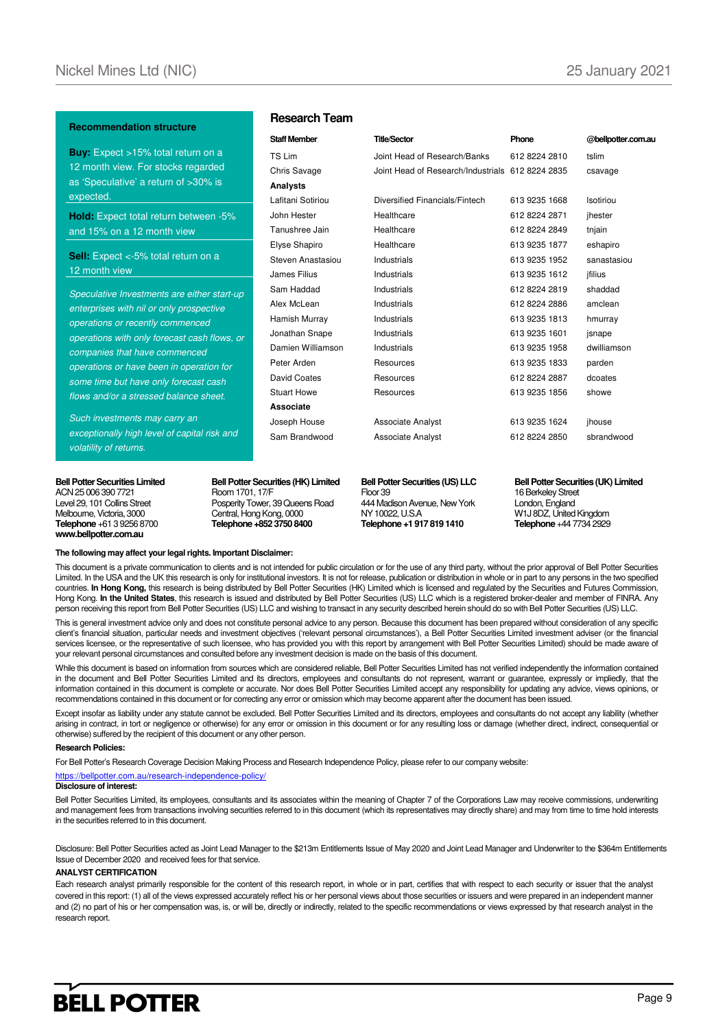**Recommendation structure**

**Buy:** Expect >15% total return on a 12 month view. For stocks regarded as 'Speculative' a return of >30% is expected.

**Hold:** Expect total return between -5% and 15% on a 12 month view

**Sell:** Expect <-5% total return on a 12 month view

*Speculative Investments are either start-up enterprises with nil or only prospective operations or recently commenced operations with only forecast cash flows, or companies that have commenced operations or have been in operation for some time but have only forecast cash flows and/or a stressed balance sheet.*

*Such investments may carry an exceptionally high level of capital risk and volatility of returns.*

## Research Team

| Staff Member | Title/Sector | Phone | @bellpotter.com.au |
|---|---|---|---|
| TS Lim | Joint Head of Research/Banks | 612 8224 2810 | tslim |
| Chris Savage | Joint Head of Research/Industrials | 612 8224 2835 | csavage |
| **Analysts** | | | |
| Lafitani Sotiriou | Diversified Financials/Fintech | 613 9235 1668 | lsotiriou |
| John Hester | Healthcare | 612 8224 2871 | jhester |
| Tanushree Jain | Healthcare | 612 8224 2849 | tnjain |
| Elyse Shapiro | Healthcare | 613 9235 1877 | eshapiro |
| Steven Anastasiou | Industrials | 613 9235 1952 | sanastasiou |
| James Filius | Industrials | 613 9235 1612 | jfilius |
| Sam Haddad | Industrials | 612 8224 2819 | shaddad |
| Alex McLean | Industrials | 612 8224 2886 | amclean |
| Hamish Murray | Industrials | 613 9235 1813 | hmurray |
| Jonathan Snape | Industrials | 613 9235 1601 | jsnape |
| Damien Williamson | Industrials | 613 9235 1958 | dwilliamson |
| Peter Arden | Resources | 613 9235 1833 | parden |
| David Coates | Resources | 612 8224 2887 | dcoates |
| Stuart Howe | Resources | 613 9235 1856 | showe |
| **Associate** | | | |
| Joseph House | Associate Analyst | 613 9235 1624 | jhouse |
| Sam Brandwood | Associate Analyst | 612 8224 2850 | sbrandwood |

**Bell Potter Securities Limited**
ACN 25 006 390 7721
Level 29, 101 Collins Street
Melbourne, Victoria, 3000
**Telephone** +61 3 9256 8700
**www.bellpotter.com.au**

**Bell Potter Securities (HK) Limited**
Room 1701, 17/F
Posperity Tower, 39 Queens Road
Central, Hong Kong, 0000
**Telephone +852 3750 8400**

**Bell Potter Securities (US) LLC**
Floor 39
444 Madison Avenue, New York
NY 10022, U.S.A
**Telephone +1 917 819 1410**

**Bell Potter Securities (UK) Limited**
16 Berkeley Street
London, England
W1J 8DZ, United Kingdom
**Telephone** +44 7734 2929

**The following may affect your legal rights. Important Disclaimer:**

This document is a private communication to clients and is not intended for public circulation or for the use of any third party, without the prior approval of Bell Potter Securities Limited. In the USA and the UK this research is only for institutional investors. It is not for release, publication or distribution in whole or in part to any persons in the two specified countries. **In Hong Kong,** this research is being distributed by Bell Potter Securities (HK) Limited which is licensed and regulated by the Securities and Futures Commission, Hong Kong. **In the United States**, this research is issued and distributed by Bell Potter Securities (US) LLC which is a registered broker-dealer and member of FINRA. Any person receiving this report from Bell Potter Securities (US) LLC and wishing to transact in any security described herein should do so with Bell Potter Securities (US) LLC.

This is general investment advice only and does not constitute personal advice to any person. Because this document has been prepared without consideration of any specific client's financial situation, particular needs and investment objectives ('relevant personal circumstances'), a Bell Potter Securities Limited investment adviser (or the financial services licensee, or the representative of such licensee, who has provided you with this report by arrangement with Bell Potter Securities Limited) should be made aware of your relevant personal circumstances and consulted before any investment decision is made on the basis of this document.

While this document is based on information from sources which are considered reliable, Bell Potter Securities Limited has not verified independently the information contained in the document and Bell Potter Securities Limited and its directors, employees and consultants do not represent, warrant or guarantee, expressly or impliedly, that the information contained in this document is complete or accurate. Nor does Bell Potter Securities Limited accept any responsibility for updating any advice, views opinions, or recommendations contained in this document or for correcting any error or omission which may become apparent after the document has been issued.

Except insofar as liability under any statute cannot be excluded. Bell Potter Securities Limited and its directors, employees and consultants do not accept any liability (whether arising in contract, in tort or negligence or otherwise) for any error or omission in this document or for any resulting loss or damage (whether direct, indirect, consequential or otherwise) suffered by the recipient of this document or any other person.

**Research Policies:**

For Bell Potter's Research Coverage Decision Making Process and Research Independence Policy, please refer to our company website:

https://bellpotter.com.au/research-independence-policy/

**Disclosure of interest:**

Bell Potter Securities Limited, its employees, consultants and its associates within the meaning of Chapter 7 of the Corporations Law may receive commissions, underwriting and management fees from transactions involving securities referred to in this document (which its representatives may directly share) and may from time to time hold interests in the securities referred to in this document.

Disclosure: Bell Potter Securities acted as Joint Lead Manager to the $213m Entitlements Issue of May 2020 and Joint Lead Manager and Underwriter to the $364m Entitlements Issue of December 2020 and received fees for that service.

**ANALYST CERTIFICATION**

Each research analyst primarily responsible for the content of this research report, in whole or in part, certifies that with respect to each security or issuer that the analyst covered in this report: (1) all of the views expressed accurately reflect his or her personal views about those securities or issuers and were prepared in an independent manner and (2) no part of his or her compensation was, is, or will be, directly or indirectly, related to the specific recommendations or views expressed by that research analyst in the research report.